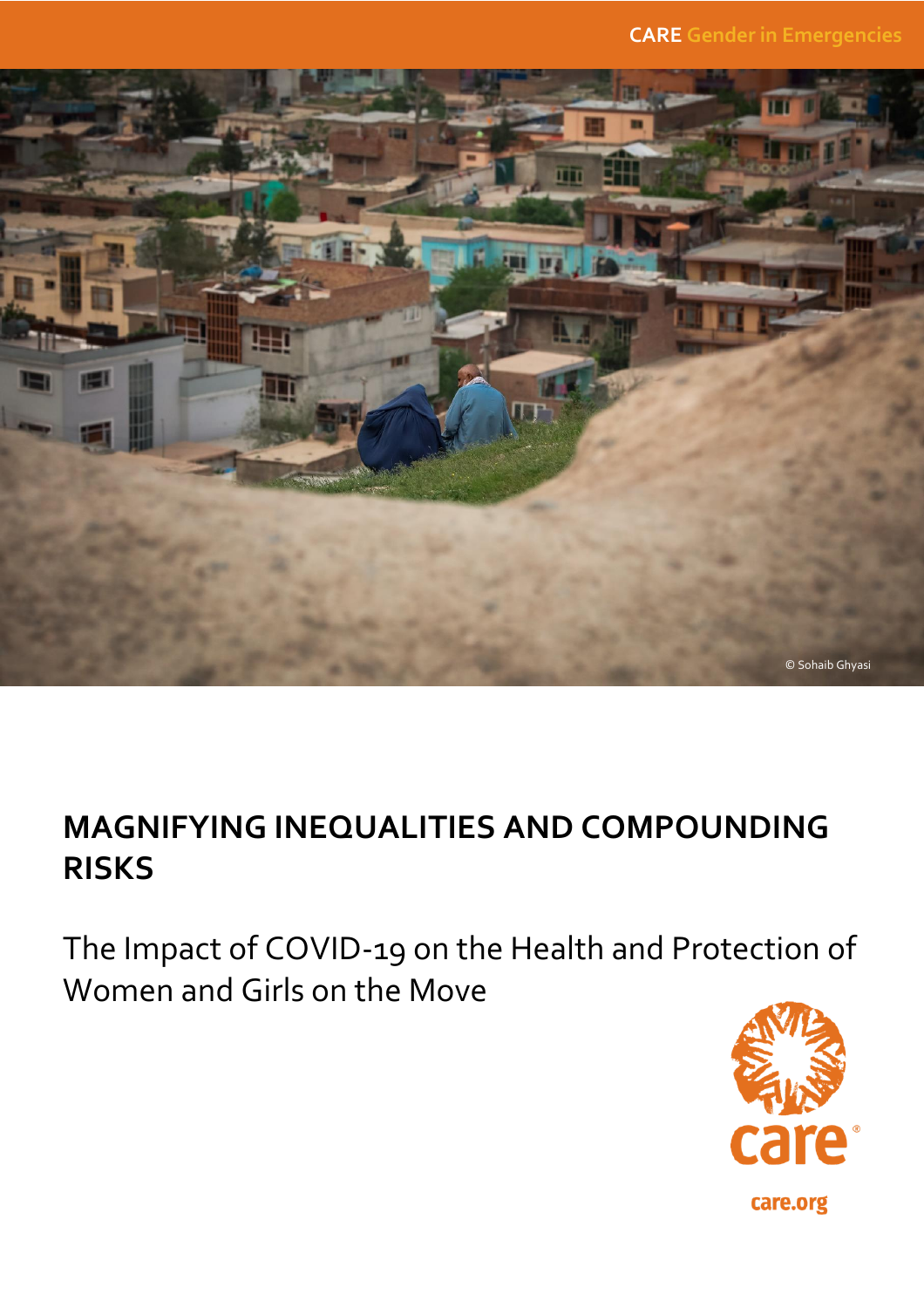CARE Gender in Emergencies

© Sohaib Ghyasi

# MAGNIFYING INEQUALITIES AND COMPOUNDING RISKS

The Impact of COVID-19 on the Health and Protection of Women and Girls on the Move

care.org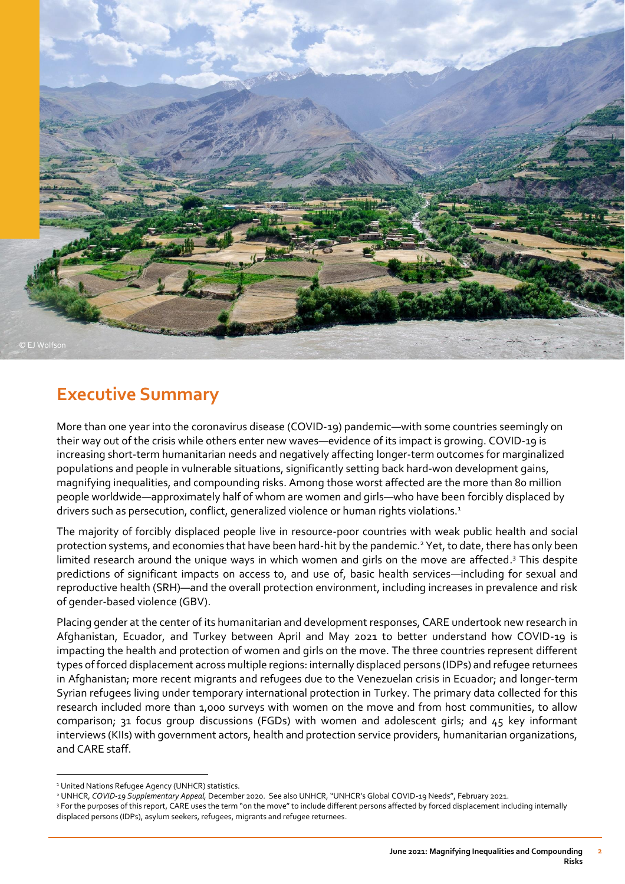© EJ Wolfson

## Executive Summary

More than one year into the coronavirus disease (COVID-19) pandemic—with some countries seemingly on their way out of the crisis while others enter new waves—evidence of its impact is growing. COVID-19 is increasing short-term humanitarian needs and negatively affecting longer-term outcomes for marginalized populations and people in vulnerable situations, significantly setting back hard-won development gains, magnifying inequalities, and compounding risks. Among those worst affected are the more than 80 million people worldwide—approximately half of whom are women and girls—who have been forcibly displaced by drivers such as persecution, conflict, generalized violence or human rights violations.[1]

The majority of forcibly displaced people live in resource-poor countries with weak public health and social protection systems, and economies that have been hard-hit by the pandemic.[2] Yet, to date, there has only been limited research around the unique ways in which women and girls on the move are affected.[3] This despite predictions of significant impacts on access to, and use of, basic health services—including for sexual and reproductive health (SRH)—and the overall protection environment, including increases in prevalence and risk of gender-based violence (GBV).

Placing gender at the center of its humanitarian and development responses, CARE undertook new research in Afghanistan, Ecuador, and Turkey between April and May 2021 to better understand how COVID-19 is impacting the health and protection of women and girls on the move. The three countries represent different types of forced displacement across multiple regions: internally displaced persons (IDPs) and refugee returnees in Afghanistan; more recent migrants and refugees due to the Venezuelan crisis in Ecuador; and longer-term Syrian refugees living under temporary international protection in Turkey. The primary data collected for this research included more than 1,000 surveys with women on the move and from host communities, to allow comparison; 31 focus group discussions (FGDs) with women and adolescent girls; and 45 key informant interviews (KIIs) with government actors, health and protection service providers, humanitarian organizations, and CARE staff.

---

[1] United Nations Refugee Agency (UNHCR) statistics.

[2] UNHCR, *COVID-19 Supplementary Appeal,* December 2020. See also UNHCR, "UNHCR's Global COVID-19 Needs", February 2021.

[3] For the purposes of this report, CARE uses the term "on the move" to include different persons affected by forced displacement including internally displaced persons (IDPs), asylum seekers, refugees, migrants and refugee returnees.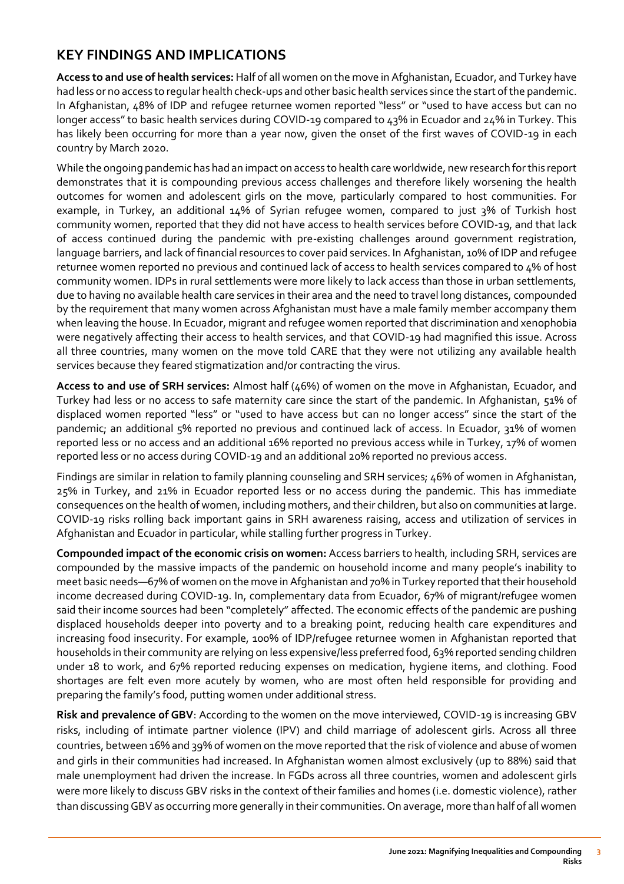## KEY FINDINGS AND IMPLICATIONS

**Access to and use of health services:** Half of all women on the move in Afghanistan, Ecuador, and Turkey have had less or no access to regular health check-ups and other basic health services since the start of the pandemic. In Afghanistan, 48% of IDP and refugee returnee women reported "less" or "used to have access but can no longer access" to basic health services during COVID-19 compared to 43% in Ecuador and 24% in Turkey. This has likely been occurring for more than a year now, given the onset of the first waves of COVID-19 in each country by March 2020.

While the ongoing pandemic has had an impact on access to health care worldwide, new research for this report demonstrates that it is compounding previous access challenges and therefore likely worsening the health outcomes for women and adolescent girls on the move, particularly compared to host communities. For example, in Turkey, an additional 14% of Syrian refugee women, compared to just 3% of Turkish host community women, reported that they did not have access to health services before COVID-19, and that lack of access continued during the pandemic with pre-existing challenges around government registration, language barriers, and lack of financial resources to cover paid services. In Afghanistan, 10% of IDP and refugee returnee women reported no previous and continued lack of access to health services compared to 4% of host community women. IDPs in rural settlements were more likely to lack access than those in urban settlements, due to having no available health care services in their area and the need to travel long distances, compounded by the requirement that many women across Afghanistan must have a male family member accompany them when leaving the house. In Ecuador, migrant and refugee women reported that discrimination and xenophobia were negatively affecting their access to health services, and that COVID-19 had magnified this issue. Across all three countries, many women on the move told CARE that they were not utilizing any available health services because they feared stigmatization and/or contracting the virus.

**Access to and use of SRH services:** Almost half (46%) of women on the move in Afghanistan, Ecuador, and Turkey had less or no access to safe maternity care since the start of the pandemic. In Afghanistan, 51% of displaced women reported "less" or "used to have access but can no longer access" since the start of the pandemic; an additional 5% reported no previous and continued lack of access. In Ecuador, 31% of women reported less or no access and an additional 16% reported no previous access while in Turkey, 17% of women reported less or no access during COVID-19 and an additional 20% reported no previous access.

Findings are similar in relation to family planning counseling and SRH services; 46% of women in Afghanistan, 25% in Turkey, and 21% in Ecuador reported less or no access during the pandemic. This has immediate consequences on the health of women, including mothers, and their children, but also on communities at large. COVID-19 risks rolling back important gains in SRH awareness raising, access and utilization of services in Afghanistan and Ecuador in particular, while stalling further progress in Turkey.

**Compounded impact of the economic crisis on women:** Access barriers to health, including SRH, services are compounded by the massive impacts of the pandemic on household income and many people's inability to meet basic needs—67% of women on the move in Afghanistan and 70% in Turkey reported that their household income decreased during COVID-19. In, complementary data from Ecuador, 67% of migrant/refugee women said their income sources had been "completely" affected. The economic effects of the pandemic are pushing displaced households deeper into poverty and to a breaking point, reducing health care expenditures and increasing food insecurity. For example, 100% of IDP/refugee returnee women in Afghanistan reported that households in their community are relying on less expensive/less preferred food, 63% reported sending children under 18 to work, and 67% reported reducing expenses on medication, hygiene items, and clothing. Food shortages are felt even more acutely by women, who are most often held responsible for providing and preparing the family's food, putting women under additional stress.

**Risk and prevalence of GBV**: According to the women on the move interviewed, COVID-19 is increasing GBV risks, including of intimate partner violence (IPV) and child marriage of adolescent girls. Across all three countries, between 16% and 39% of women on the move reported that the risk of violence and abuse of women and girls in their communities had increased. In Afghanistan women almost exclusively (up to 88%) said that male unemployment had driven the increase. In FGDs across all three countries, women and adolescent girls were more likely to discuss GBV risks in the context of their families and homes (i.e. domestic violence), rather than discussing GBV as occurring more generally in their communities. On average, more than half of all women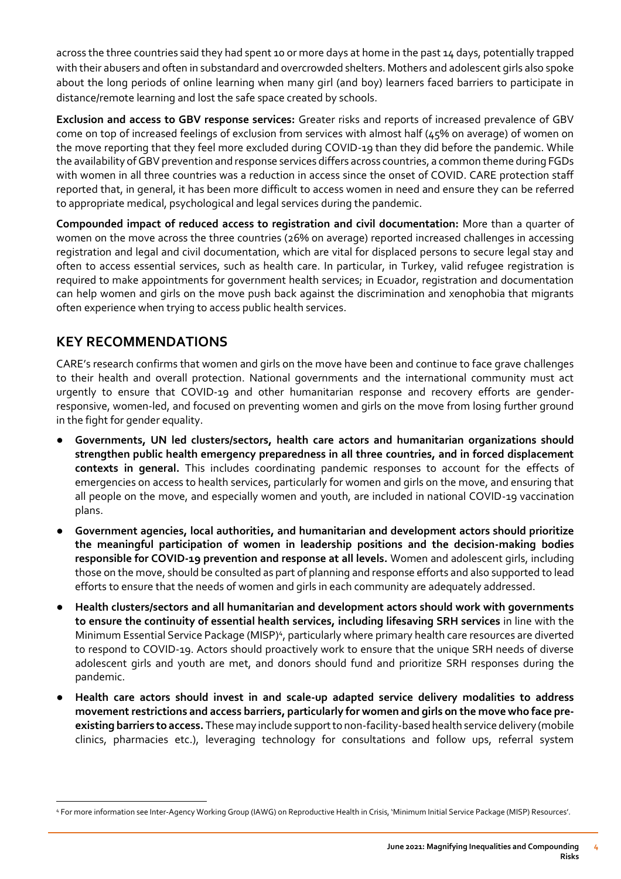across the three countries said they had spent 10 or more days at home in the past 14 days, potentially trapped with their abusers and often in substandard and overcrowded shelters. Mothers and adolescent girls also spoke about the long periods of online learning when many girl (and boy) learners faced barriers to participate in distance/remote learning and lost the safe space created by schools.

**Exclusion and access to GBV response services:** Greater risks and reports of increased prevalence of GBV come on top of increased feelings of exclusion from services with almost half (45% on average) of women on the move reporting that they feel more excluded during COVID-19 than they did before the pandemic. While the availability of GBV prevention and response services differs across countries, a common theme during FGDs with women in all three countries was a reduction in access since the onset of COVID. CARE protection staff reported that, in general, it has been more difficult to access women in need and ensure they can be referred to appropriate medical, psychological and legal services during the pandemic.

**Compounded impact of reduced access to registration and civil documentation:** More than a quarter of women on the move across the three countries (26% on average) reported increased challenges in accessing registration and legal and civil documentation, which are vital for displaced persons to secure legal stay and often to access essential services, such as health care. In particular, in Turkey, valid refugee registration is required to make appointments for government health services; in Ecuador, registration and documentation can help women and girls on the move push back against the discrimination and xenophobia that migrants often experience when trying to access public health services.

## KEY RECOMMENDATIONS

CARE's research confirms that women and girls on the move have been and continue to face grave challenges to their health and overall protection. National governments and the international community must act urgently to ensure that COVID-19 and other humanitarian response and recovery efforts are gender-responsive, women-led, and focused on preventing women and girls on the move from losing further ground in the fight for gender equality.

- **Governments, UN led clusters/sectors, health care actors and humanitarian organizations should strengthen public health emergency preparedness in all three countries, and in forced displacement contexts in general.** This includes coordinating pandemic responses to account for the effects of emergencies on access to health services, particularly for women and girls on the move, and ensuring that all people on the move, and especially women and youth, are included in national COVID-19 vaccination plans.
- **Government agencies, local authorities, and humanitarian and development actors should prioritize the meaningful participation of women in leadership positions and the decision-making bodies responsible for COVID-19 prevention and response at all levels.** Women and adolescent girls, including those on the move, should be consulted as part of planning and response efforts and also supported to lead efforts to ensure that the needs of women and girls in each community are adequately addressed.
- **Health clusters/sectors and all humanitarian and development actors should work with governments to ensure the continuity of essential health services, including lifesaving SRH services** in line with the Minimum Essential Service Package (MISP)[4], particularly where primary health care resources are diverted to respond to COVID-19. Actors should proactively work to ensure that the unique SRH needs of diverse adolescent girls and youth are met, and donors should fund and prioritize SRH responses during the pandemic.
- **Health care actors should invest in and scale-up adapted service delivery modalities to address movement restrictions and access barriers, particularly for women and girls on the move who face pre-existing barriers to access.** These may include support to non-facility-based health service delivery (mobile clinics, pharmacies etc.), leveraging technology for consultations and follow ups, referral system

[4] For more information see Inter-Agency Working Group (IAWG) on Reproductive Health in Crisis, 'Minimum Initial Service Package (MISP) Resources'.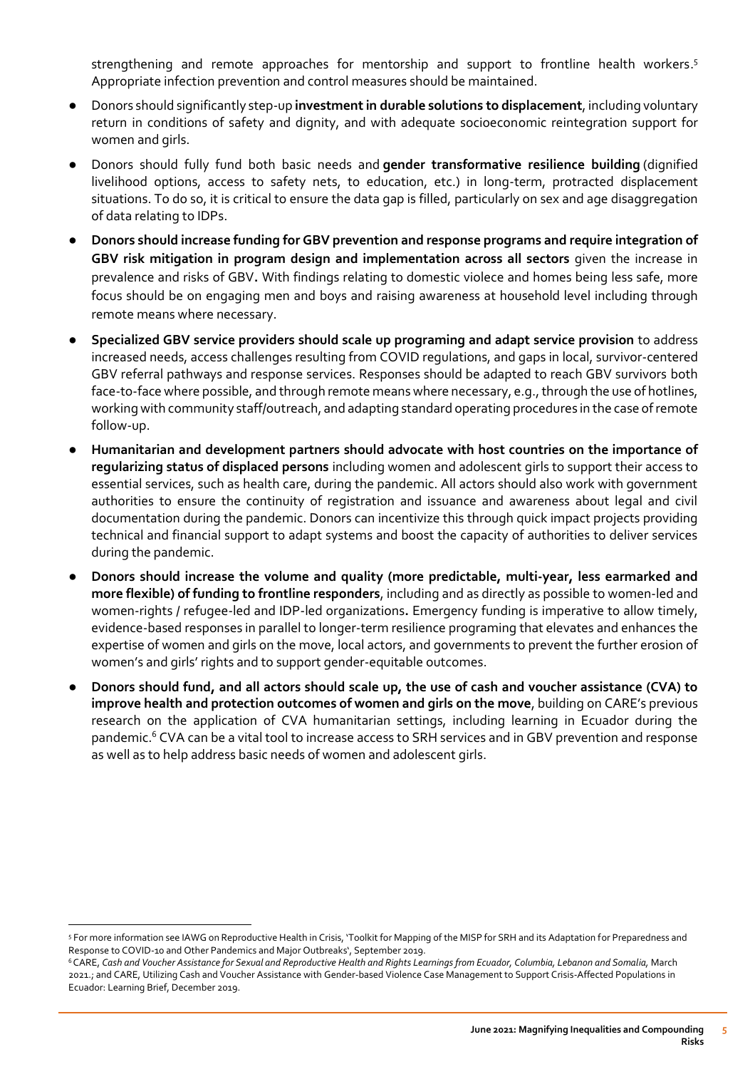strengthening and remote approaches for mentorship and support to frontline health workers.[5] Appropriate infection prevention and control measures should be maintained.

- Donors should significantly step-up **investment in durable solutions to displacement**, including voluntary return in conditions of safety and dignity, and with adequate socioeconomic reintegration support for women and girls.
- Donors should fully fund both basic needs and **gender transformative resilience building** (dignified livelihood options, access to safety nets, to education, etc.) in long-term, protracted displacement situations. To do so, it is critical to ensure the data gap is filled, particularly on sex and age disaggregation of data relating to IDPs.
- **Donors should increase funding for GBV prevention and response programs and require integration of GBV risk mitigation in program design and implementation across all sectors** given the increase in prevalence and risks of GBV**.** With findings relating to domestic violece and homes being less safe, more focus should be on engaging men and boys and raising awareness at household level including through remote means where necessary.
- **Specialized GBV service providers should scale up programing and adapt service provision** to address increased needs, access challenges resulting from COVID regulations, and gaps in local, survivor-centered GBV referral pathways and response services. Responses should be adapted to reach GBV survivors both face-to-face where possible, and through remote means where necessary, e.g., through the use of hotlines, working with community staff/outreach, and adapting standard operating procedures in the case of remote follow-up.
- **Humanitarian and development partners should advocate with host countries on the importance of regularizing status of displaced persons** including women and adolescent girls to support their access to essential services, such as health care, during the pandemic. All actors should also work with government authorities to ensure the continuity of registration and issuance and awareness about legal and civil documentation during the pandemic. Donors can incentivize this through quick impact projects providing technical and financial support to adapt systems and boost the capacity of authorities to deliver services during the pandemic.
- **Donors should increase the volume and quality (more predictable, multi-year, less earmarked and more flexible) of funding to frontline responders**, including and as directly as possible to women-led and women-rights / refugee-led and IDP-led organizations**.** Emergency funding is imperative to allow timely, evidence-based responses in parallel to longer-term resilience programing that elevates and enhances the expertise of women and girls on the move, local actors, and governments to prevent the further erosion of women's and girls' rights and to support gender-equitable outcomes.
- **Donors should fund, and all actors should scale up, the use of cash and voucher assistance (CVA) to improve health and protection outcomes of women and girls on the move**, building on CARE's previous research on the application of CVA humanitarian settings, including learning in Ecuador during the pandemic.[6] CVA can be a vital tool to increase access to SRH services and in GBV prevention and response as well as to help address basic needs of women and adolescent girls.

---

[5] For more information see IAWG on Reproductive Health in Crisis, 'Toolkit for Mapping of the MISP for SRH and its Adaptation for Preparedness and Response to COVID-10 and Other Pandemics and Major Outbreaks', September 2019.

[6] CARE, *Cash and Voucher Assistance for Sexual and Reproductive Health and Rights Learnings from Ecuador, Columbia, Lebanon and Somalia,* March 2021.; and CARE, Utilizing Cash and Voucher Assistance with Gender-based Violence Case Management to Support Crisis-Affected Populations in Ecuador: Learning Brief, December 2019.